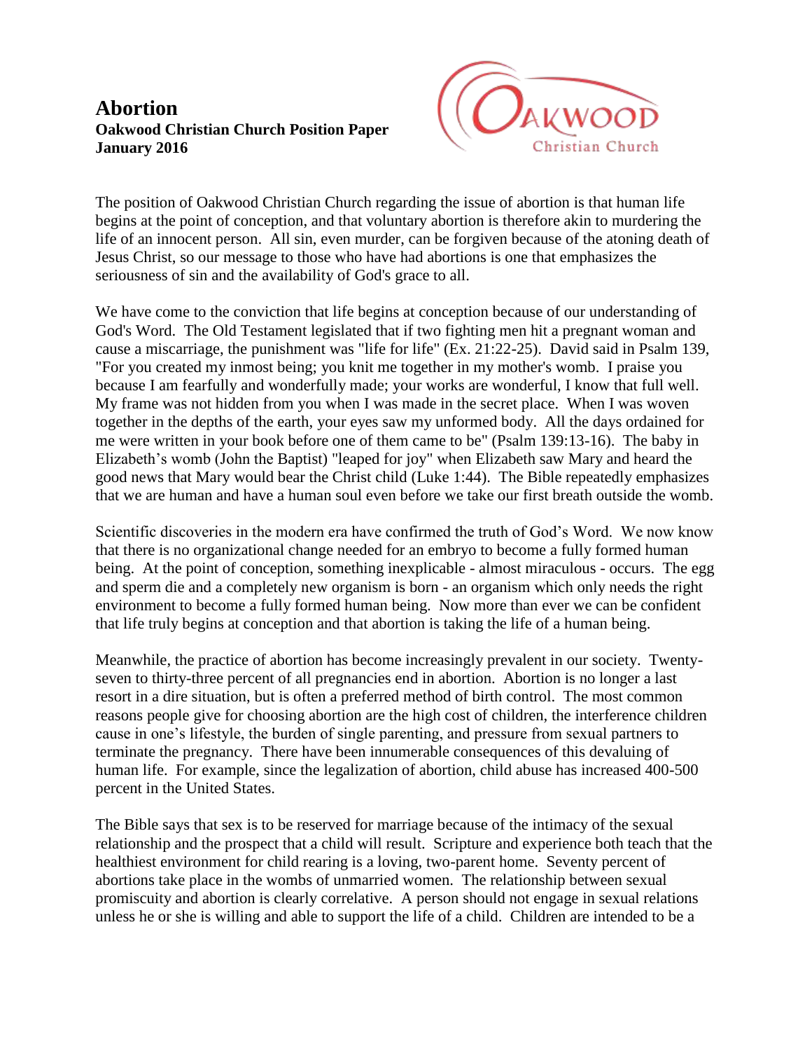# Abortion

**Oakwood Christian Church Position Paper**
**January 2016**

The position of Oakwood Christian Church regarding the issue of abortion is that human life begins at the point of conception, and that voluntary abortion is therefore akin to murdering the life of an innocent person. All sin, even murder, can be forgiven because of the atoning death of Jesus Christ, so our message to those who have had abortions is one that emphasizes the seriousness of sin and the availability of God's grace to all.

We have come to the conviction that life begins at conception because of our understanding of God's Word. The Old Testament legislated that if two fighting men hit a pregnant woman and cause a miscarriage, the punishment was "life for life" (Ex. 21:22-25). David said in Psalm 139, "For you created my inmost being; you knit me together in my mother's womb. I praise you because I am fearfully and wonderfully made; your works are wonderful, I know that full well. My frame was not hidden from you when I was made in the secret place. When I was woven together in the depths of the earth, your eyes saw my unformed body. All the days ordained for me were written in your book before one of them came to be" (Psalm 139:13-16). The baby in Elizabeth's womb (John the Baptist) "leaped for joy" when Elizabeth saw Mary and heard the good news that Mary would bear the Christ child (Luke 1:44). The Bible repeatedly emphasizes that we are human and have a human soul even before we take our first breath outside the womb.

Scientific discoveries in the modern era have confirmed the truth of God's Word. We now know that there is no organizational change needed for an embryo to become a fully formed human being. At the point of conception, something inexplicable - almost miraculous - occurs. The egg and sperm die and a completely new organism is born - an organism which only needs the right environment to become a fully formed human being. Now more than ever we can be confident that life truly begins at conception and that abortion is taking the life of a human being.

Meanwhile, the practice of abortion has become increasingly prevalent in our society. Twenty-seven to thirty-three percent of all pregnancies end in abortion. Abortion is no longer a last resort in a dire situation, but is often a preferred method of birth control. The most common reasons people give for choosing abortion are the high cost of children, the interference children cause in one's lifestyle, the burden of single parenting, and pressure from sexual partners to terminate the pregnancy. There have been innumerable consequences of this devaluing of human life. For example, since the legalization of abortion, child abuse has increased 400-500 percent in the United States.

The Bible says that sex is to be reserved for marriage because of the intimacy of the sexual relationship and the prospect that a child will result. Scripture and experience both teach that the healthiest environment for child rearing is a loving, two-parent home. Seventy percent of abortions take place in the wombs of unmarried women. The relationship between sexual promiscuity and abortion is clearly correlative. A person should not engage in sexual relations unless he or she is willing and able to support the life of a child. Children are intended to be a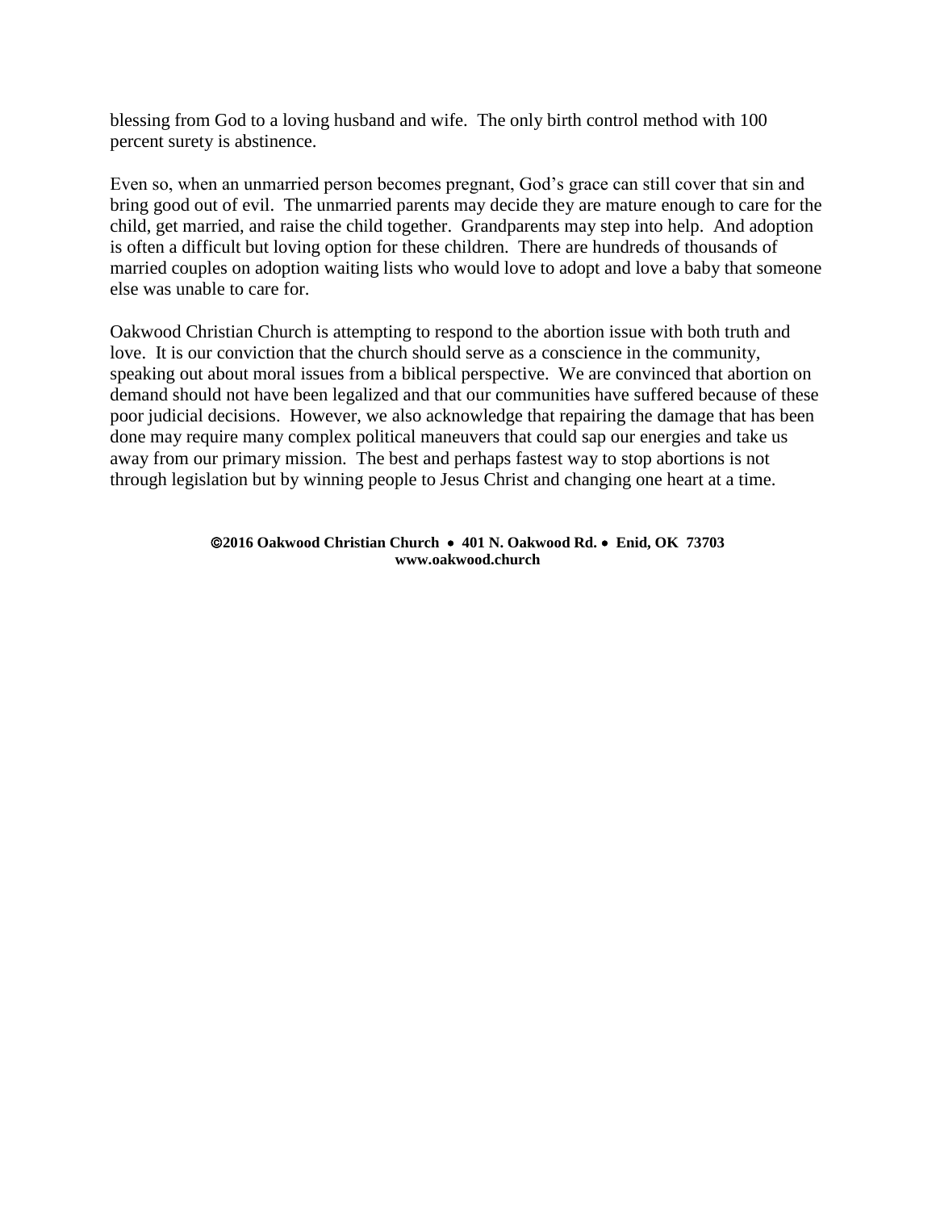blessing from God to a loving husband and wife. The only birth control method with 100 percent surety is abstinence.

Even so, when an unmarried person becomes pregnant, God's grace can still cover that sin and bring good out of evil. The unmarried parents may decide they are mature enough to care for the child, get married, and raise the child together. Grandparents may step into help. And adoption is often a difficult but loving option for these children. There are hundreds of thousands of married couples on adoption waiting lists who would love to adopt and love a baby that someone else was unable to care for.

Oakwood Christian Church is attempting to respond to the abortion issue with both truth and love. It is our conviction that the church should serve as a conscience in the community, speaking out about moral issues from a biblical perspective. We are convinced that abortion on demand should not have been legalized and that our communities have suffered because of these poor judicial decisions. However, we also acknowledge that repairing the damage that has been done may require many complex political maneuvers that could sap our energies and take us away from our primary mission. The best and perhaps fastest way to stop abortions is not through legislation but by winning people to Jesus Christ and changing one heart at a time.

**©2016 Oakwood Christian Church • 401 N. Oakwood Rd. • Enid, OK 73703**
**www.oakwood.church**